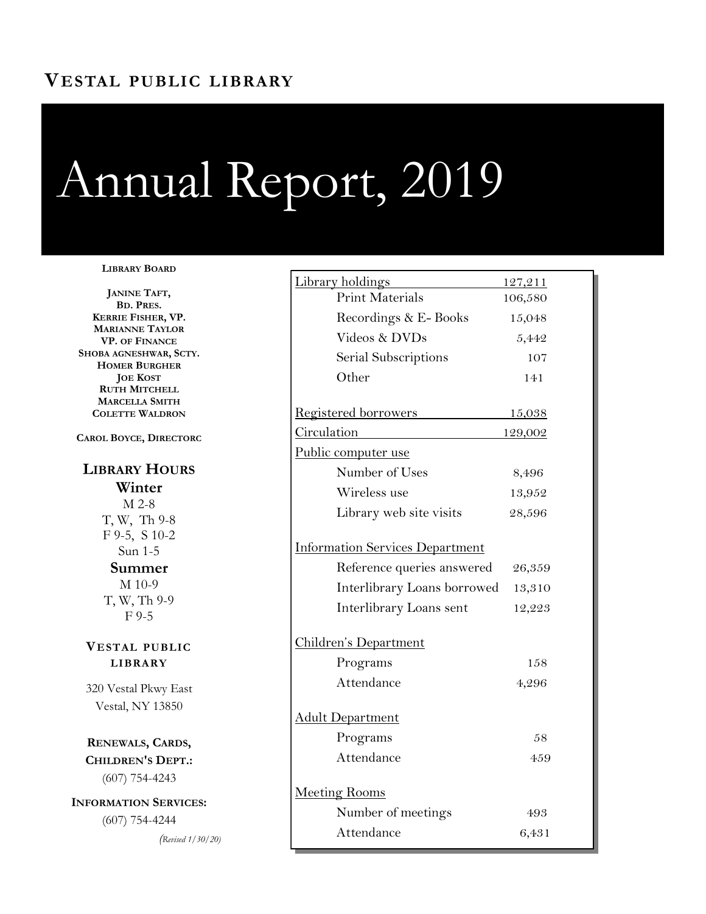**VESTAL PUBLIC LIBRARY**

# Annual Report, 2019

**LIBRARY BOARD**

**JANINE TAFT, BD. PRES.**
**KERRIE FISHER, VP.**
**MARIANNE TAYLOR VP. OF FINANCE**
**SHOBA AGNESHWAR, SCTY.**
**HOMER BURGHER**
**JOE KOST**
**RUTH MITCHELL**
**MARCELLA SMITH**
**COLETTE WALDRON**

**CAROL BOYCE, DIRECTORC**

## LIBRARY HOURS

**Winter**

M 2-8
T, W, Th 9-8
F 9-5, S 10-2
Sun 1-5

**Summer**

M 10-9
T, W, Th 9-9
F 9-5

**VESTAL PUBLIC LIBRARY**

320 Vestal Pkwy East
Vestal, NY 13850

**RENEWALS, CARDS, CHILDREN'S DEPT.:**
(607) 754-4243

**INFORMATION SERVICES:**
(607) 754-4244

*(Revised 1/30/20)*

| | |
|---|---|
| Library holdings | 127,211 |
| Print Materials | 106,580 |
| Recordings & E- Books | 15,048 |
| Videos & DVDs | 5,442 |
| Serial Subscriptions | 107 |
| Other | 141 |
| Registered borrowers | 15,038 |
| Circulation | 129,002 |
| Public computer use | |
| Number of Uses | 8,496 |
| Wireless use | 13,952 |
| Library web site visits | 28,596 |
| Information Services Department | |
| Reference queries answered | 26,359 |
| Interlibrary Loans borrowed | 13,310 |
| Interlibrary Loans sent | 12,223 |
| Children's Department | |
| Programs | 158 |
| Attendance | 4,296 |
| Adult Department | |
| Programs | 58 |
| Attendance | 459 |
| Meeting Rooms | |
| Number of meetings | 493 |
| Attendance | 6,431 |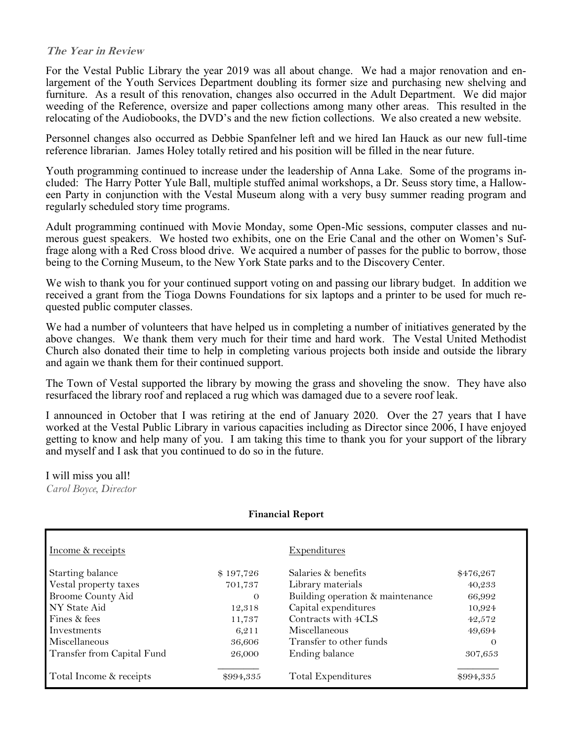### *The Year in Review*

For the Vestal Public Library the year 2019 was all about change. We had a major renovation and enlargement of the Youth Services Department doubling its former size and purchasing new shelving and furniture. As a result of this renovation, changes also occurred in the Adult Department. We did major weeding of the Reference, oversize and paper collections among many other areas. This resulted in the relocating of the Audiobooks, the DVD's and the new fiction collections. We also created a new website.

Personnel changes also occurred as Debbie Spanfelner left and we hired Ian Hauck as our new full-time reference librarian. James Holey totally retired and his position will be filled in the near future.

Youth programming continued to increase under the leadership of Anna Lake. Some of the programs included: The Harry Potter Yule Ball, multiple stuffed animal workshops, a Dr. Seuss story time, a Halloween Party in conjunction with the Vestal Museum along with a very busy summer reading program and regularly scheduled story time programs.

Adult programming continued with Movie Monday, some Open-Mic sessions, computer classes and numerous guest speakers. We hosted two exhibits, one on the Erie Canal and the other on Women's Suffrage along with a Red Cross blood drive. We acquired a number of passes for the public to borrow, those being to the Corning Museum, to the New York State parks and to the Discovery Center.

We wish to thank you for your continued support voting on and passing our library budget. In addition we received a grant from the Tioga Downs Foundations for six laptops and a printer to be used for much requested public computer classes.

We had a number of volunteers that have helped us in completing a number of initiatives generated by the above changes. We thank them very much for their time and hard work. The Vestal United Methodist Church also donated their time to help in completing various projects both inside and outside the library and again we thank them for their continued support.

The Town of Vestal supported the library by mowing the grass and shoveling the snow. They have also resurfaced the library roof and replaced a rug which was damaged due to a severe roof leak.

I announced in October that I was retiring at the end of January 2020. Over the 27 years that I have worked at the Vestal Public Library in various capacities including as Director since 2006, I have enjoyed getting to know and help many of you. I am taking this time to thank you for your support of the library and myself and I ask that you continued to do so in the future.

I will miss you all!
*Carol Boyce, Director*

**Financial Report**

| Income & receipts | | Expenditures | |
|---|---|---|---|
| Starting balance | $ 197,726 | Salaries & benefits | $476,267 |
| Vestal property taxes | 701,737 | Library materials | 40,233 |
| Broome County Aid | 0 | Building operation & maintenance | 66,992 |
| NY State Aid | 12,318 | Capital expenditures | 10,924 |
| Fines & fees | 11,737 | Contracts with 4CLS | 42,572 |
| Investments | 6,211 | Miscellaneous | 49,694 |
| Miscellaneous | 36,606 | Transfer to other funds | 0 |
| Transfer from Capital Fund | 26,000 | Ending balance | 307,653 |
| Total Income & receipts | $994,335 | Total Expenditures | $994,335 |